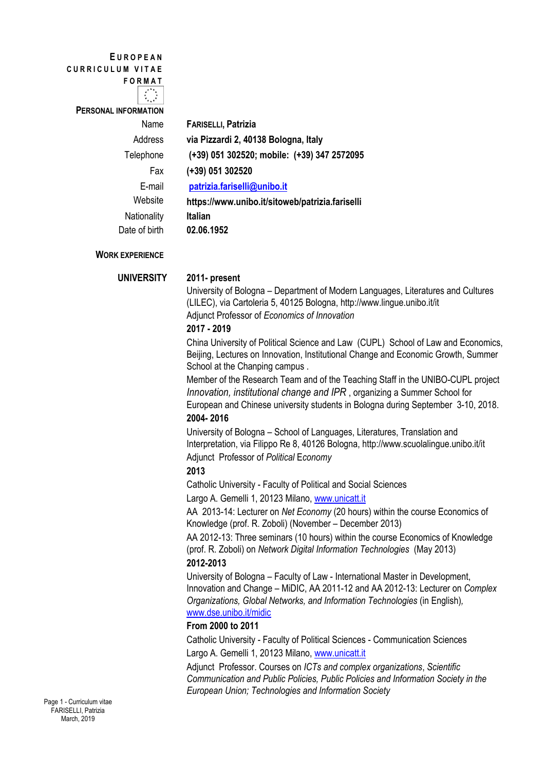# EUROPEAN CURRICULUM VITAE FORMAT

## PERSONAL INFORMATION

| | |
|---|---|
| Name | **FARISELLI, Patrizia** |
| Address | **via Pizzardi 2, 40138 Bologna, Italy** |
| Telephone | **(+39) 051 302520; mobile: (+39) 347 2572095** |
| Fax | **(+39) 051 302520** |
| E-mail | **patrizia.fariselli@unibo.it** |
| Website | **https://www.unibo.it/sitoweb/patrizia.fariselli** |
| Nationality | **Italian** |
| Date of birth | **02.06.1952** |

## WORK EXPERIENCE

### UNIVERSITY

**2011- present**

University of Bologna – Department of Modern Languages, Literatures and Cultures (LILEC), via Cartoleria 5, 40125 Bologna, http://www.lingue.unibo.it/it

Adjunct Professor of *Economics of Innovation*

**2017 - 2019**

China University of Political Science and Law (CUPL) School of Law and Economics, Beijing, Lectures on Innovation, Institutional Change and Economic Growth, Summer School at the Chanping campus .

Member of the Research Team and of the Teaching Staff in the UNIBO-CUPL project *Innovation, institutional change and IPR* , organizing a Summer School for European and Chinese university students in Bologna during September 3-10, 2018.

**2004- 2016**

University of Bologna – School of Languages, Literatures, Translation and Interpretation, via Filippo Re 8, 40126 Bologna, http://www.scuolalingue.unibo.it/it

Adjunct Professor of *Political* Economy

**2013**

Catholic University - Faculty of Political and Social Sciences

Largo A. Gemelli 1, 20123 Milano, www.unicatt.it

AA 2013-14: Lecturer on *Net Economy* (20 hours) within the course Economics of Knowledge (prof. R. Zoboli) (November – December 2013)

AA 2012-13: Three seminars (10 hours) within the course Economics of Knowledge (prof. R. Zoboli) on *Network Digital Information Technologies* (May 2013)

**2012-2013**

University of Bologna – Faculty of Law - International Master in Development, Innovation and Change – MiDIC, AA 2011-12 and AA 2012-13: Lecturer on *Complex Organizations, Global Networks, and Information Technologies* (in English)*,* www.dse.unibo.it/midic

**From 2000 to 2011**

Catholic University - Faculty of Political Sciences - Communication Sciences

Largo A. Gemelli 1, 20123 Milano, www.unicatt.it

Adjunct Professor. Courses on *ICTs and complex organizations*, *Scientific Communication and Public Policies, Public Policies and Information Society in the European Union; Technologies and Information Society*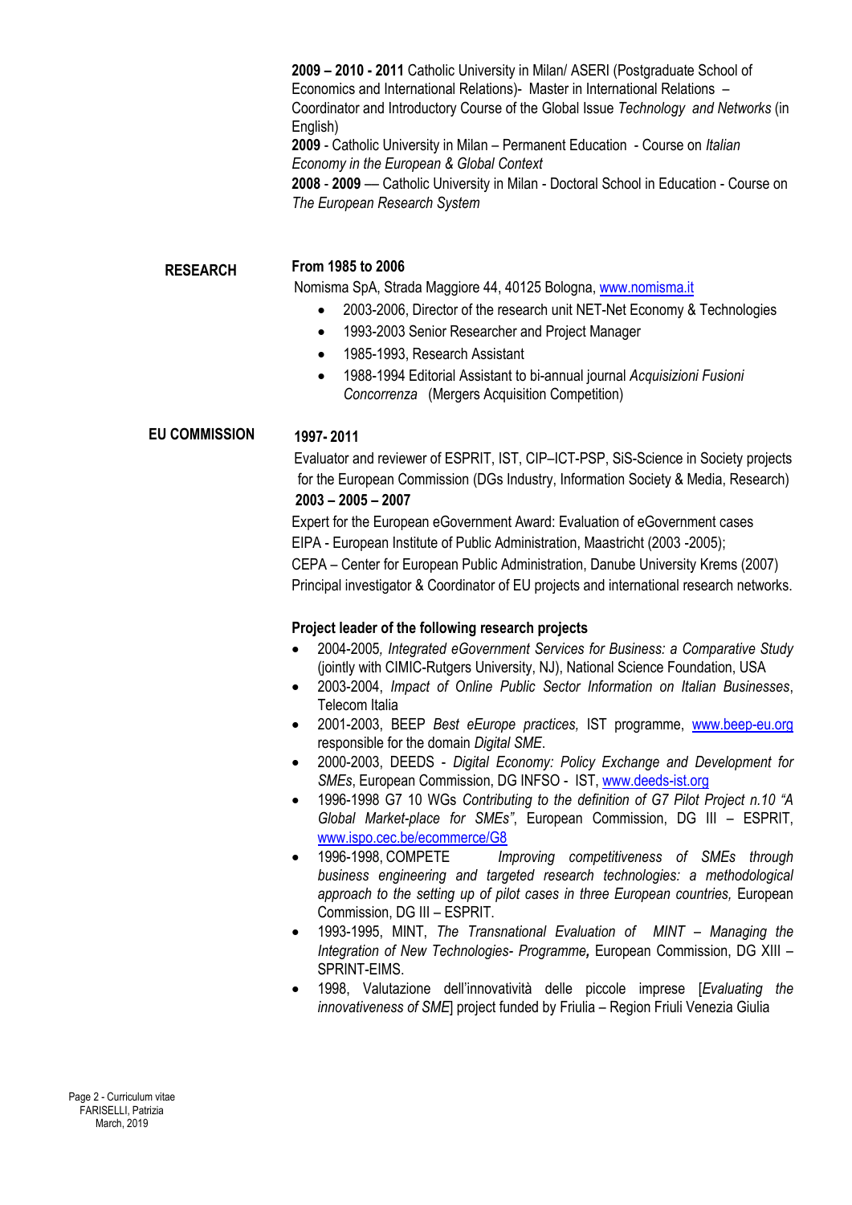**2009 – 2010 - 2011** Catholic University in Milan/ ASERI (Postgraduate School of Economics and International Relations)- Master in International Relations – Coordinator and Introductory Course of the Global Issue *Technology and Networks* (in English)

**2009** - Catholic University in Milan – Permanent Education - Course on *Italian Economy in the European & Global Context*

**2008** - **2009** — Catholic University in Milan - Doctoral School in Education - Course on *The European Research System*

## RESEARCH

**From 1985 to 2006**

Nomisma SpA, Strada Maggiore 44, 40125 Bologna, www.nomisma.it

- 2003-2006, Director of the research unit NET-Net Economy & Technologies
- 1993-2003 Senior Researcher and Project Manager
- 1985-1993, Research Assistant
- 1988-1994 Editorial Assistant to bi-annual journal *Acquisizioni Fusioni Concorrenza* (Mergers Acquisition Competition)

## EU COMMISSION

**1997- 2011**

Evaluator and reviewer of ESPRIT, IST, CIP–ICT-PSP, SiS-Science in Society projects for the European Commission (DGs Industry, Information Society & Media, Research)

**2003 – 2005 – 2007**

Expert for the European eGovernment Award: Evaluation of eGovernment cases

EIPA - European Institute of Public Administration, Maastricht (2003 -2005);

CEPA – Center for European Public Administration, Danube University Krems (2007)

Principal investigator & Coordinator of EU projects and international research networks.

**Project leader of the following research projects**

- 2004-2005*, Integrated eGovernment Services for Business: a Comparative Study* (jointly with CIMIC-Rutgers University, NJ), National Science Foundation, USA
- 2003-2004, *Impact of Online Public Sector Information on Italian Businesses*, Telecom Italia
- 2001-2003, BEEP *Best eEurope practices,* IST programme, www.beep-eu.org responsible for the domain *Digital SME*.
- 2000-2003, DEEDS - *Digital Economy: Policy Exchange and Development for SMEs*, European Commission, DG INFSO - IST, www.deeds-ist.org
- 1996-1998 G7 10 WGs *Contributing to the definition of G7 Pilot Project n.10 "A Global Market-place for SMEs"*, European Commission, DG III – ESPRIT, www.ispo.cec.be/ecommerce/G8
- 1996-1998, COMPETE *Improving competitiveness of SMEs through business engineering and targeted research technologies: a methodological approach to the setting up of pilot cases in three European countries,* European Commission, DG III – ESPRIT.
- 1993-1995, MINT, *The Transnational Evaluation of MINT – Managing the Integration of New Technologies- Programme***,** European Commission, DG XIII – SPRINT-EIMS.
- 1998, Valutazione dell'innovatività delle piccole imprese [*Evaluating the innovativeness of SME*] project funded by Friulia – Region Friuli Venezia Giulia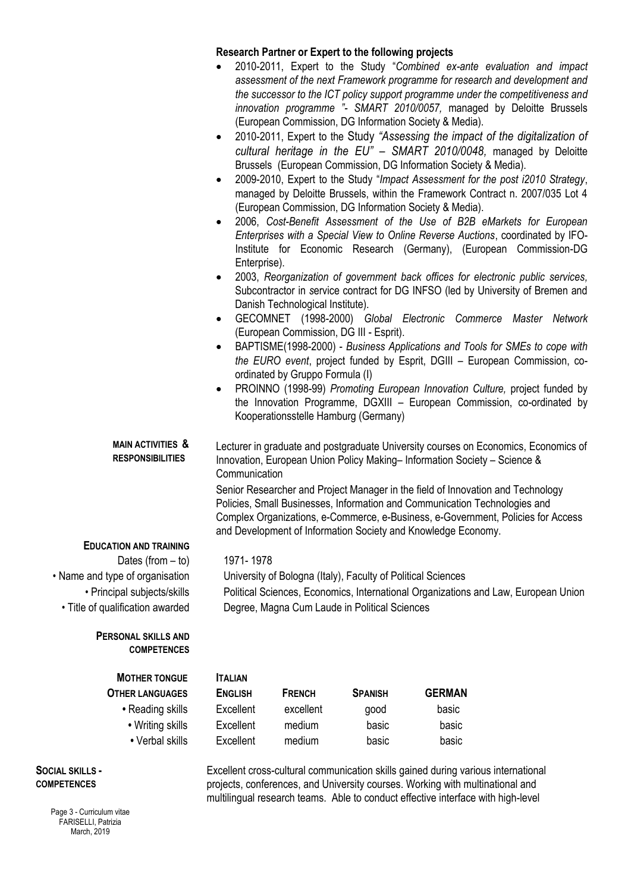**Research Partner or Expert to the following projects**

- 2010-2011, Expert to the Study "*Combined ex-ante evaluation and impact assessment of the next Framework programme for research and development and the successor to the ICT policy support programme under the competitiveness and innovation programme "- SMART 2010/0057,* managed by Deloitte Brussels (European Commission, DG Information Society & Media).
- 2010-2011, Expert to the Study *"Assessing the impact of the digitalization of cultural heritage in the EU" – SMART 2010/0048,* managed by Deloitte Brussels (European Commission, DG Information Society & Media).
- 2009-2010, Expert to the Study "*Impact Assessment for the post i2010 Strategy*, managed by Deloitte Brussels, within the Framework Contract n. 2007/035 Lot 4 (European Commission, DG Information Society & Media).
- 2006, *Cost-Benefit Assessment of the Use of B2B eMarkets for European Enterprises with a Special View to Online Reverse Auctions*, coordinated by IFO-Institute for Economic Research (Germany), (European Commission-DG Enterprise).
- 2003, *Reorganization of government back offices for electronic public services,* Subcontractor in service contract for DG INFSO (led by University of Bremen and Danish Technological Institute).
- GECOMNET (1998-2000) *Global Electronic Commerce Master Network* (European Commission, DG III - Esprit).
- BAPTISME(1998-2000) - *Business Applications and Tools for SMEs to cope with the EURO event*, project funded by Esprit, DGIII – European Commission, co-ordinated by Gruppo Formula (I)
- PROINNO (1998-99) *Promoting European Innovation Culture,* project funded by the Innovation Programme, DGXIII – European Commission, co-ordinated by Kooperationsstelle Hamburg (Germany)

**MAIN ACTIVITIES & RESPONSIBILITIES**

Lecturer in graduate and postgraduate University courses on Economics, Economics of Innovation, European Union Policy Making– Information Society – Science & Communication

Senior Researcher and Project Manager in the field of Innovation and Technology Policies, Small Businesses, Information and Communication Technologies and Complex Organizations, e-Commerce, e-Business, e-Government, Policies for Access and Development of Information Society and Knowledge Economy.

## EDUCATION AND TRAINING

| | |
|---|---|
| Dates (from – to) | 1971- 1978 |
| • Name and type of organisation | University of Bologna (Italy), Faculty of Political Sciences |
| • Principal subjects/skills | Political Sciences, Economics, International Organizations and Law, European Union |
| • Title of qualification awarded | Degree, Magna Cum Laude in Political Sciences |

## PERSONAL SKILLS AND COMPETENCES

**MOTHER TONGUE** ITALIAN

| OTHER LANGUAGES | ENGLISH | FRENCH | SPANISH | GERMAN |
|---|---|---|---|---|
| • Reading skills | Excellent | excellent | good | basic |
| • Writing skills | Excellent | medium | basic | basic |
| • Verbal skills | Excellent | medium | basic | basic |

**SOCIAL SKILLS - COMPETENCES**

Excellent cross-cultural communication skills gained during various international projects, conferences, and University courses. Working with multinational and multilingual research teams. Able to conduct effective interface with high-level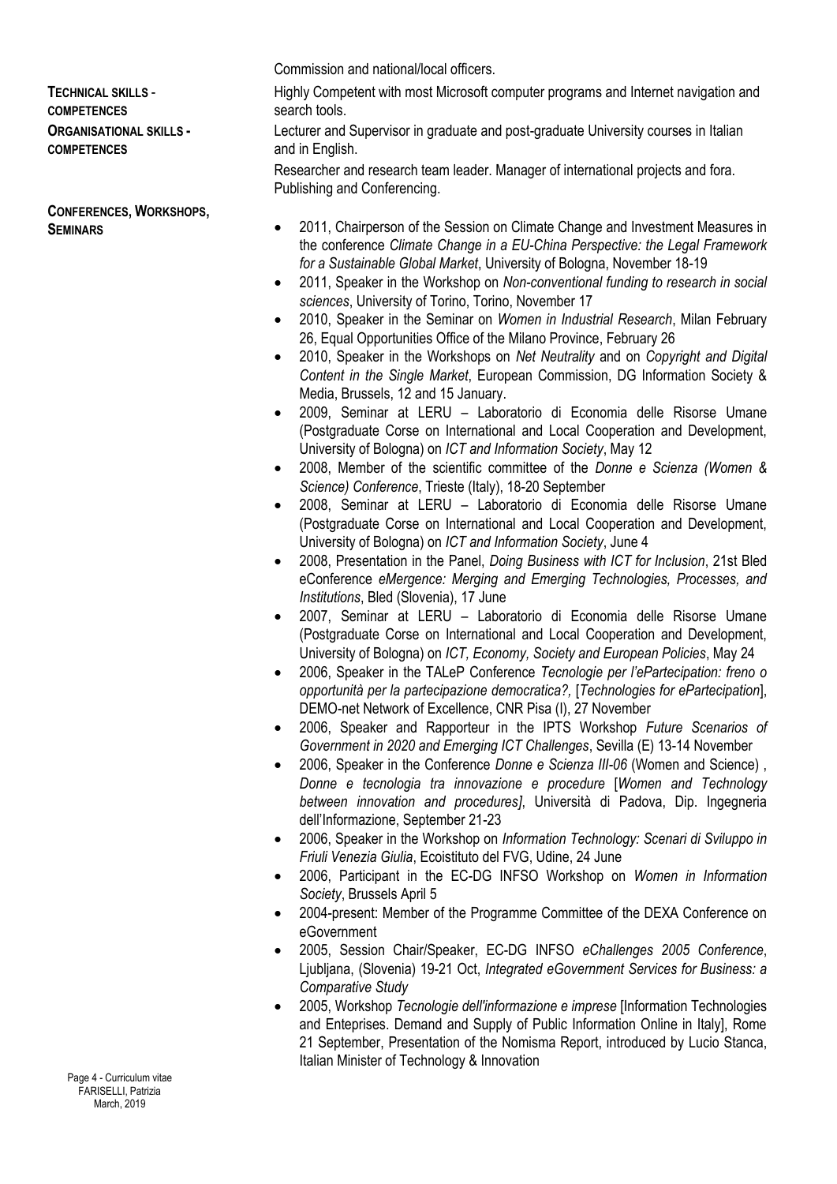Commission and national/local officers.

**TECHNICAL SKILLS - COMPETENCES**

Highly Competent with most Microsoft computer programs and Internet navigation and search tools.

**ORGANISATIONAL SKILLS - COMPETENCES**

Lecturer and Supervisor in graduate and post-graduate University courses in Italian and in English.

Researcher and research team leader. Manager of international projects and fora. Publishing and Conferencing.

**CONFERENCES, WORKSHOPS, SEMINARS**

- 2011, Chairperson of the Session on Climate Change and Investment Measures in the conference *Climate Change in a EU-China Perspective: the Legal Framework for a Sustainable Global Market*, University of Bologna, November 18-19
- 2011, Speaker in the Workshop on *Non-conventional funding to research in social sciences*, University of Torino, Torino, November 17
- 2010, Speaker in the Seminar on *Women in Industrial Research*, Milan February 26, Equal Opportunities Office of the Milano Province, February 26
- 2010, Speaker in the Workshops on *Net Neutrality* and on *Copyright and Digital Content in the Single Market*, European Commission, DG Information Society & Media, Brussels, 12 and 15 January.
- 2009, Seminar at LERU – Laboratorio di Economia delle Risorse Umane (Postgraduate Corse on International and Local Cooperation and Development, University of Bologna) on *ICT and Information Society*, May 12
- 2008, Member of the scientific committee of the *Donne e Scienza (Women & Science) Conference*, Trieste (Italy), 18-20 September
- 2008, Seminar at LERU – Laboratorio di Economia delle Risorse Umane (Postgraduate Corse on International and Local Cooperation and Development, University of Bologna) on *ICT and Information Society*, June 4
- 2008, Presentation in the Panel, *Doing Business with ICT for Inclusion*, 21st Bled eConference *eMergence: Merging and Emerging Technologies, Processes, and Institutions*, Bled (Slovenia), 17 June
- 2007, Seminar at LERU – Laboratorio di Economia delle Risorse Umane (Postgraduate Corse on International and Local Cooperation and Development, University of Bologna) on *ICT, Economy, Society and European Policies*, May 24
- 2006, Speaker in the TALeP Conference *Tecnologie per l'ePartecipation: freno o opportunità per la partecipazione democratica?,* [*Technologies for ePartecipation*], DEMO-net Network of Excellence, CNR Pisa (I), 27 November
- 2006, Speaker and Rapporteur in the IPTS Workshop *Future Scenarios of Government in 2020 and Emerging ICT Challenges*, Sevilla (E) 13-14 November
- 2006, Speaker in the Conference *Donne e Scienza III-06* (Women and Science) , *Donne e tecnologia tra innovazione e procedure* [*Women and Technology between innovation and procedures]*, Università di Padova, Dip. Ingegneria dell'Informazione, September 21-23
- 2006, Speaker in the Workshop on *Information Technology: Scenari di Sviluppo in Friuli Venezia Giulia*, Ecoistituto del FVG, Udine, 24 June
- 2006, Participant in the EC-DG INFSO Workshop on *Women in Information Society*, Brussels April 5
- 2004-present: Member of the Programme Committee of the DEXA Conference on eGovernment
- 2005, Session Chair/Speaker, EC-DG INFSO *eChallenges 2005 Conference*, Ljubljana, (Slovenia) 19-21 Oct, *Integrated eGovernment Services for Business: a Comparative Study*
- 2005, Workshop *Tecnologie dell'informazione e imprese* [Information Technologies and Enteprises. Demand and Supply of Public Information Online in Italy], Rome 21 September, Presentation of the Nomisma Report, introduced by Lucio Stanca, Italian Minister of Technology & Innovation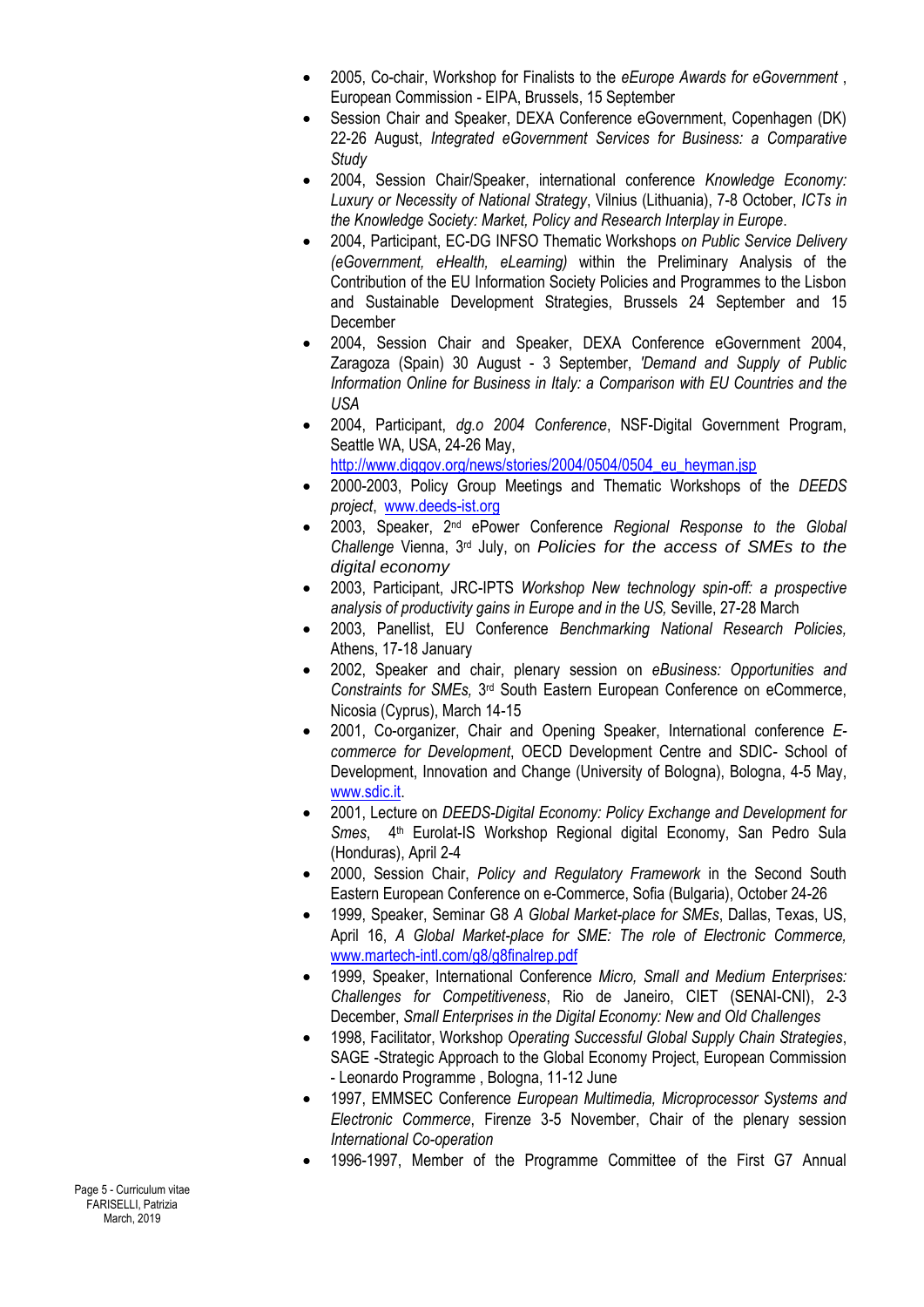- 2005, Co-chair, Workshop for Finalists to the *eEurope Awards for eGovernment* , European Commission - EIPA, Brussels, 15 September
- Session Chair and Speaker, DEXA Conference eGovernment, Copenhagen (DK) 22-26 August, *Integrated eGovernment Services for Business: a Comparative Study*
- 2004, Session Chair/Speaker, international conference *Knowledge Economy: Luxury or Necessity of National Strategy*, Vilnius (Lithuania), 7-8 October, *ICTs in the Knowledge Society: Market, Policy and Research Interplay in Europe*.
- 2004, Participant, EC-DG INFSO Thematic Workshops *on Public Service Delivery (eGovernment, eHealth, eLearning)* within the Preliminary Analysis of the Contribution of the EU Information Society Policies and Programmes to the Lisbon and Sustainable Development Strategies, Brussels 24 September and 15 December
- 2004, Session Chair and Speaker, DEXA Conference eGovernment 2004, Zaragoza (Spain) 30 August - 3 September, *'Demand and Supply of Public Information Online for Business in Italy: a Comparison with EU Countries and the USA*
- 2004, Participant, *dg.o 2004 Conference*, NSF-Digital Government Program, Seattle WA, USA, 24-26 May, http://www.diggov.org/news/stories/2004/0504/0504_eu_heyman.jsp
- 2000-2003, Policy Group Meetings and Thematic Workshops of the *DEEDS project*, www.deeds-ist.org
- 2003, Speaker, 2nd ePower Conference *Regional Response to the Global Challenge* Vienna, 3rd July, on *Policies for the access of SMEs to the digital economy*
- 2003, Participant, JRC-IPTS *Workshop New technology spin-off: a prospective analysis of productivity gains in Europe and in the US,* Seville, 27-28 March
- 2003, Panellist, EU Conference *Benchmarking National Research Policies,* Athens, 17-18 January
- 2002, Speaker and chair, plenary session on *eBusiness: Opportunities and Constraints for SMEs,* 3rd South Eastern European Conference on eCommerce, Nicosia (Cyprus), March 14-15
- 2001, Co-organizer, Chair and Opening Speaker, International conference *E-commerce for Development*, OECD Development Centre and SDIC- School of Development, Innovation and Change (University of Bologna), Bologna, 4-5 May, www.sdic.it.
- 2001, Lecture on *DEEDS-Digital Economy: Policy Exchange and Development for Smes*, 4th Eurolat-IS Workshop Regional digital Economy, San Pedro Sula (Honduras), April 2-4
- 2000, Session Chair, *Policy and Regulatory Framework* in the Second South Eastern European Conference on e-Commerce, Sofia (Bulgaria), October 24-26
- 1999, Speaker, Seminar G8 *A Global Market-place for SMEs*, Dallas, Texas, US, April 16, *A Global Market-place for SME: The role of Electronic Commerce,* www.martech-intl.com/g8/g8finalrep.pdf
- 1999, Speaker, International Conference *Micro, Small and Medium Enterprises: Challenges for Competitiveness*, Rio de Janeiro, CIET (SENAI-CNI), 2-3 December, *Small Enterprises in the Digital Economy: New and Old Challenges*
- 1998, Facilitator, Workshop *Operating Successful Global Supply Chain Strategies*, SAGE -Strategic Approach to the Global Economy Project, European Commission - Leonardo Programme , Bologna, 11-12 June
- 1997, EMMSEC Conference *European Multimedia, Microprocessor Systems and Electronic Commerce*, Firenze 3-5 November, Chair of the plenary session *International Co-operation*
- 1996-1997, Member of the Programme Committee of the First G7 Annual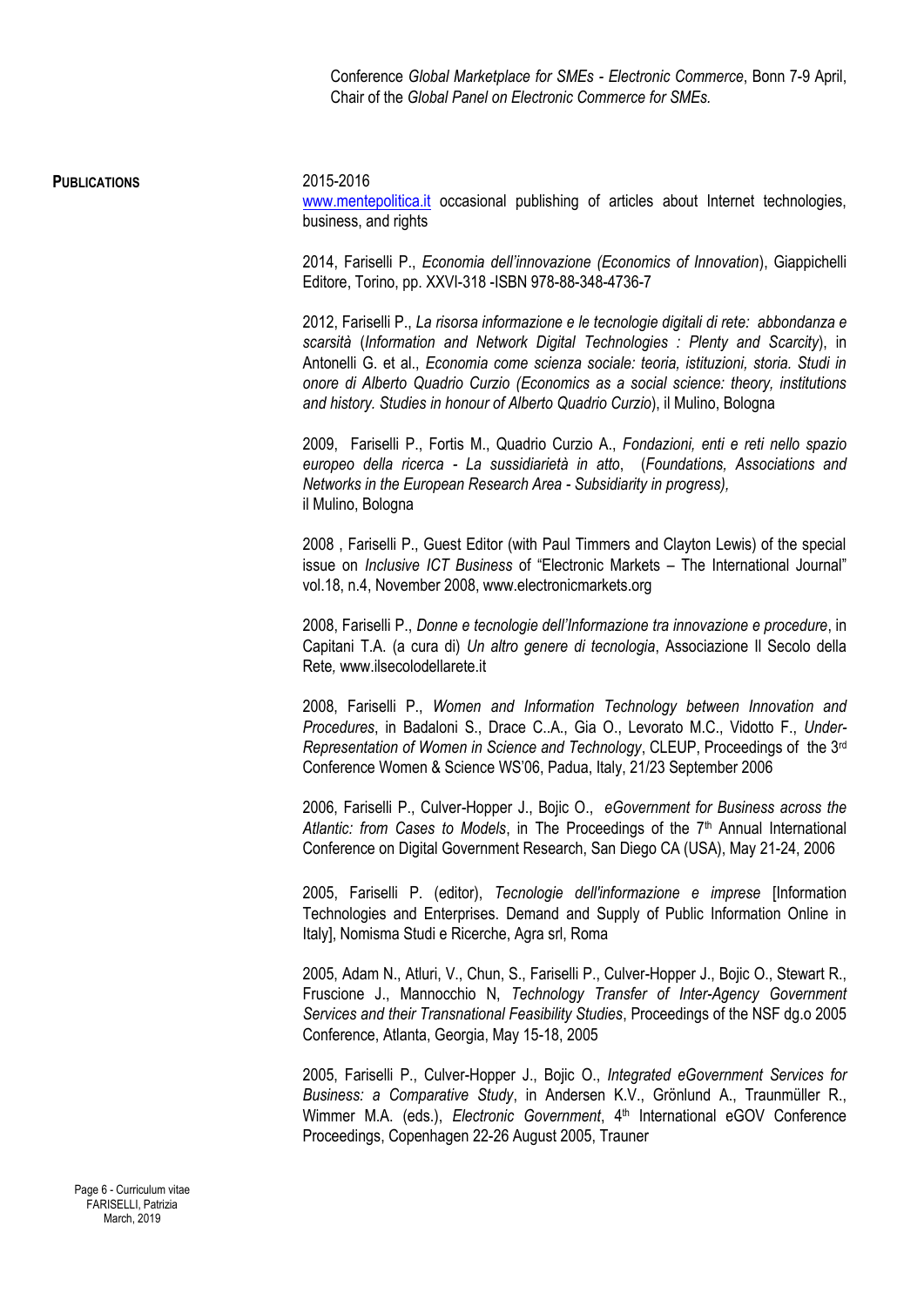Conference *Global Marketplace for SMEs - Electronic Commerce*, Bonn 7-9 April, Chair of the *Global Panel on Electronic Commerce for SMEs.*

**PUBLICATIONS**

2015-2016
www.mentepolitica.it occasional publishing of articles about Internet technologies, business, and rights

2014, Fariselli P., *Economia dell'innovazione (Economics of Innovation*), Giappichelli Editore, Torino, pp. XXVI-318 -ISBN 978-88-348-4736-7

2012, Fariselli P., *La risorsa informazione e le tecnologie digitali di rete: abbondanza e scarsità* (*Information and Network Digital Technologies : Plenty and Scarcity*), in Antonelli G. et al., *Economia come scienza sociale: teoria, istituzioni, storia. Studi in onore di Alberto Quadrio Curzio (Economics as a social science: theory, institutions and history. Studies in honour of Alberto Quadrio Curzio*), il Mulino, Bologna

2009, Fariselli P., Fortis M., Quadrio Curzio A., *Fondazioni, enti e reti nello spazio europeo della ricerca - La sussidiarietà in atto*, (*Foundations, Associations and Networks in the European Research Area - Subsidiarity in progress),*
il Mulino, Bologna

2008 , Fariselli P., Guest Editor (with Paul Timmers and Clayton Lewis) of the special issue on *Inclusive ICT Business* of "Electronic Markets – The International Journal" vol.18, n.4, November 2008, www.electronicmarkets.org

2008, Fariselli P., *Donne e tecnologie dell'Informazione tra innovazione e procedure*, in Capitani T.A. (a cura di) *Un altro genere di tecnologia*, Associazione Il Secolo della Rete*,* www.ilsecolodellarete.it

2008, Fariselli P., *Women and Information Technology between Innovation and Procedures*, in Badaloni S., Drace C..A., Gia O., Levorato M.C., Vidotto F., *Under-Representation of Women in Science and Technology*, CLEUP, Proceedings of the 3rd Conference Women & Science WS'06, Padua, Italy, 21/23 September 2006

2006, Fariselli P., Culver-Hopper J., Bojic O., *eGovernment for Business across the Atlantic: from Cases to Models*, in The Proceedings of the 7th Annual International Conference on Digital Government Research, San Diego CA (USA), May 21-24, 2006

2005, Fariselli P. (editor), *Tecnologie dell'informazione e imprese* [Information Technologies and Enterprises. Demand and Supply of Public Information Online in Italy], Nomisma Studi e Ricerche, Agra srl, Roma

2005, Adam N., Atluri, V., Chun, S., Fariselli P., Culver-Hopper J., Bojic O., Stewart R., Fruscione J., Mannocchio N, *Technology Transfer of Inter-Agency Government Services and their Transnational Feasibility Studies*, Proceedings of the NSF dg.o 2005 Conference, Atlanta, Georgia, May 15-18, 2005

2005, Fariselli P., Culver-Hopper J., Bojic O., *Integrated eGovernment Services for Business: a Comparative Study*, in Andersen K.V., Grönlund A., Traunmüller R., Wimmer M.A. (eds.), *Electronic Government*, 4th International eGOV Conference Proceedings, Copenhagen 22-26 August 2005, Trauner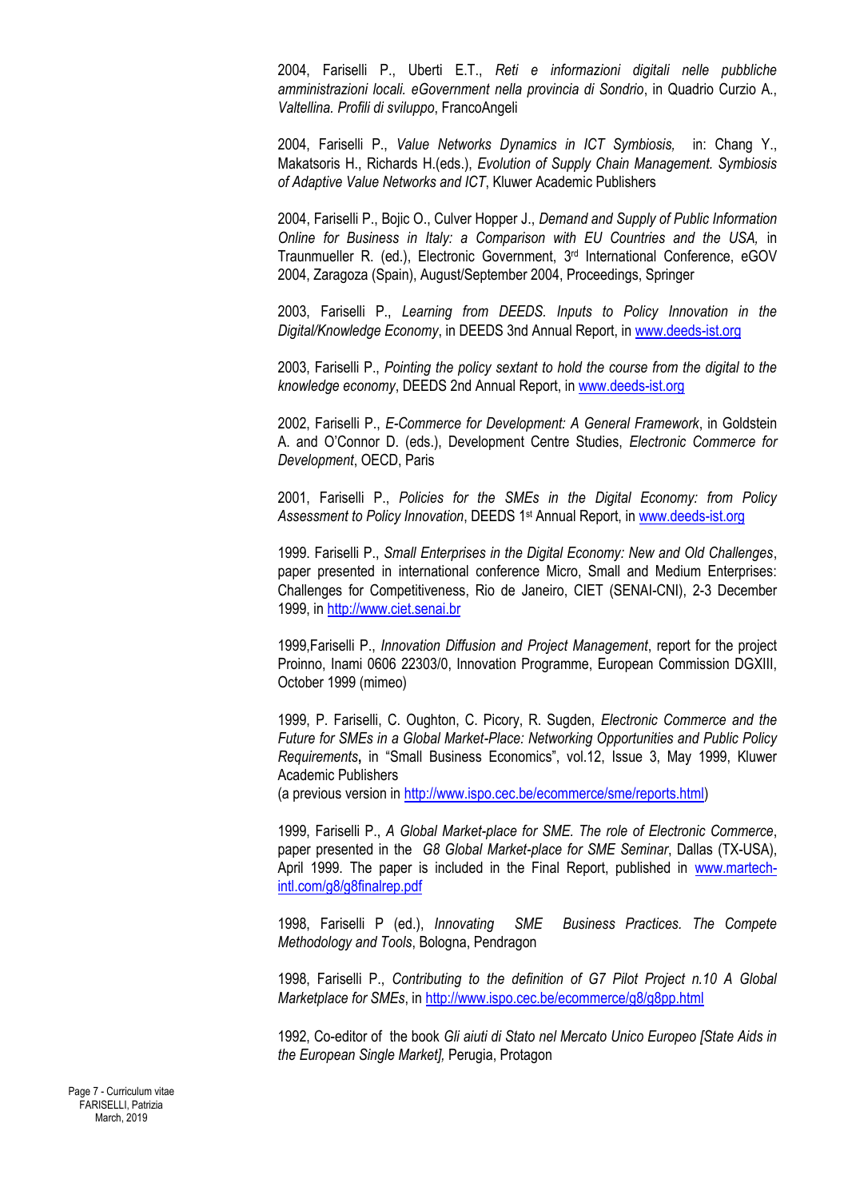2004, Fariselli P., Uberti E.T., *Reti e informazioni digitali nelle pubbliche amministrazioni locali. eGovernment nella provincia di Sondrio*, in Quadrio Curzio A., *Valtellina. Profili di sviluppo*, FrancoAngeli

2004, Fariselli P., *Value Networks Dynamics in ICT Symbiosis,* in: Chang Y., Makatsoris H., Richards H.(eds.), *Evolution of Supply Chain Management. Symbiosis of Adaptive Value Networks and ICT*, Kluwer Academic Publishers

2004, Fariselli P., Bojic O., Culver Hopper J., *Demand and Supply of Public Information Online for Business in Italy: a Comparison with EU Countries and the USA,* in Traunmueller R. (ed.), Electronic Government, 3rd International Conference, eGOV 2004, Zaragoza (Spain), August/September 2004, Proceedings, Springer

2003, Fariselli P., *Learning from DEEDS. Inputs to Policy Innovation in the Digital/Knowledge Economy*, in DEEDS 3nd Annual Report, in www.deeds-ist.org

2003, Fariselli P., *Pointing the policy sextant to hold the course from the digital to the knowledge economy*, DEEDS 2nd Annual Report, in www.deeds-ist.org

2002, Fariselli P., *E-Commerce for Development: A General Framework*, in Goldstein A. and O'Connor D. (eds.), Development Centre Studies, *Electronic Commerce for Development*, OECD, Paris

2001, Fariselli P., *Policies for the SMEs in the Digital Economy: from Policy Assessment to Policy Innovation*, DEEDS 1st Annual Report, in www.deeds-ist.org

1999. Fariselli P., *Small Enterprises in the Digital Economy: New and Old Challenges*, paper presented in international conference Micro, Small and Medium Enterprises: Challenges for Competitiveness, Rio de Janeiro, CIET (SENAI-CNI), 2-3 December 1999, in http://www.ciet.senai.br

1999,Fariselli P., *Innovation Diffusion and Project Management*, report for the project Proinno, Inami 0606 22303/0, Innovation Programme, European Commission DGXIII, October 1999 (mimeo)

1999, P. Fariselli, C. Oughton, C. Picory, R. Sugden, *Electronic Commerce and the Future for SMEs in a Global Market-Place: Networking Opportunities and Public Policy Requirements***,** in "Small Business Economics", vol.12, Issue 3, May 1999, Kluwer Academic Publishers
(a previous version in http://www.ispo.cec.be/ecommerce/sme/reports.html)

1999, Fariselli P., *A Global Market-place for SME. The role of Electronic Commerce*, paper presented in the *G8 Global Market-place for SME Seminar*, Dallas (TX-USA), April 1999. The paper is included in the Final Report, published in www.martech-intl.com/g8/g8finalrep.pdf

1998, Fariselli P (ed.), *Innovating SME Business Practices. The Compete Methodology and Tools*, Bologna, Pendragon

1998, Fariselli P., *Contributing to the definition of G7 Pilot Project n.10 A Global Marketplace for SMEs*, in http://www.ispo.cec.be/ecommerce/g8/g8pp.html

1992, Co-editor of the book *Gli aiuti di Stato nel Mercato Unico Europeo [State Aids in the European Single Market],* Perugia, Protagon